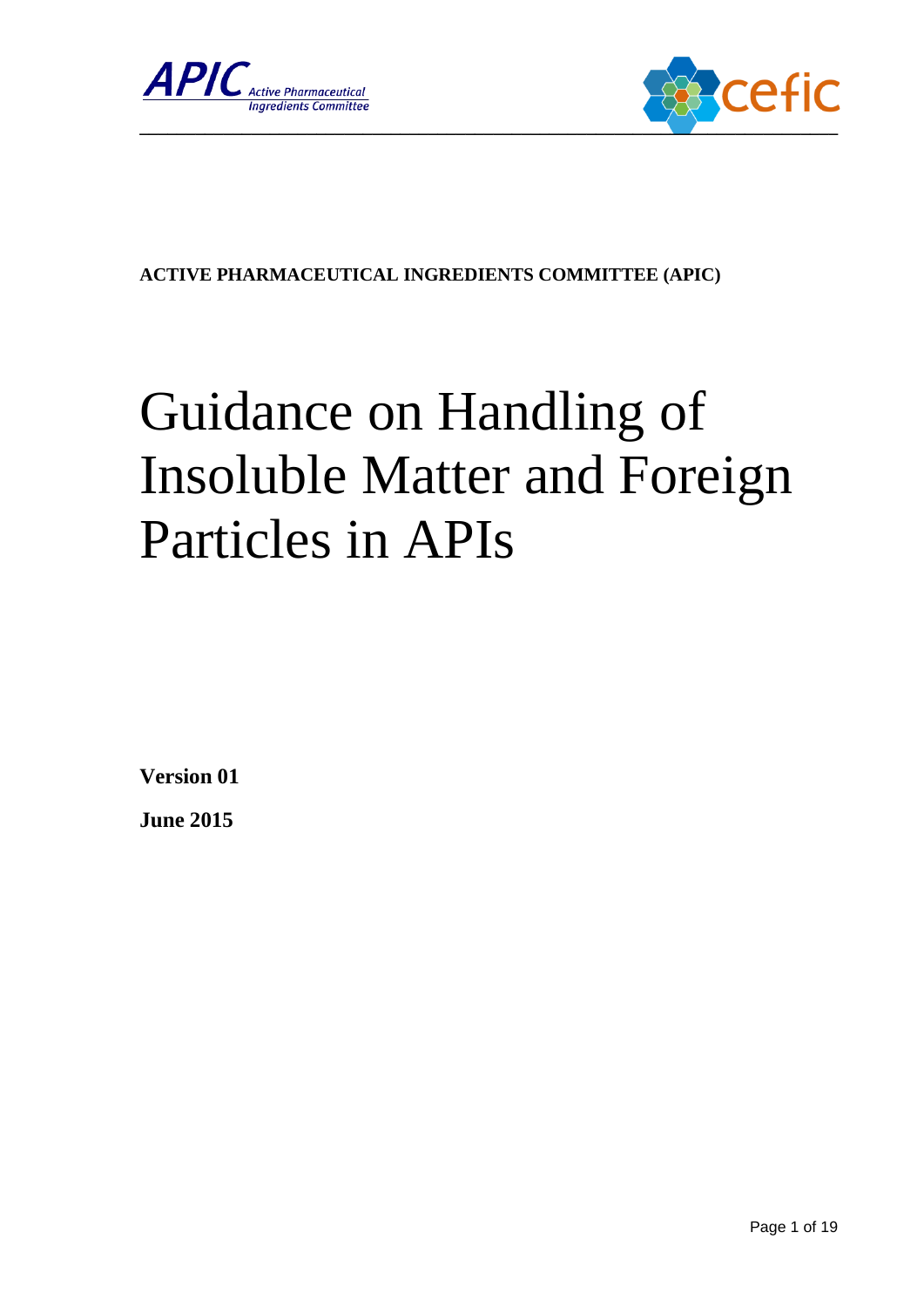APIC Active Pharmaceutical Ingredients Committee

cefic

**ACTIVE PHARMACEUTICAL INGREDIENTS COMMITTEE (APIC)**

# Guidance on Handling of Insoluble Matter and Foreign Particles in APIs

**Version 01**

**June 2015**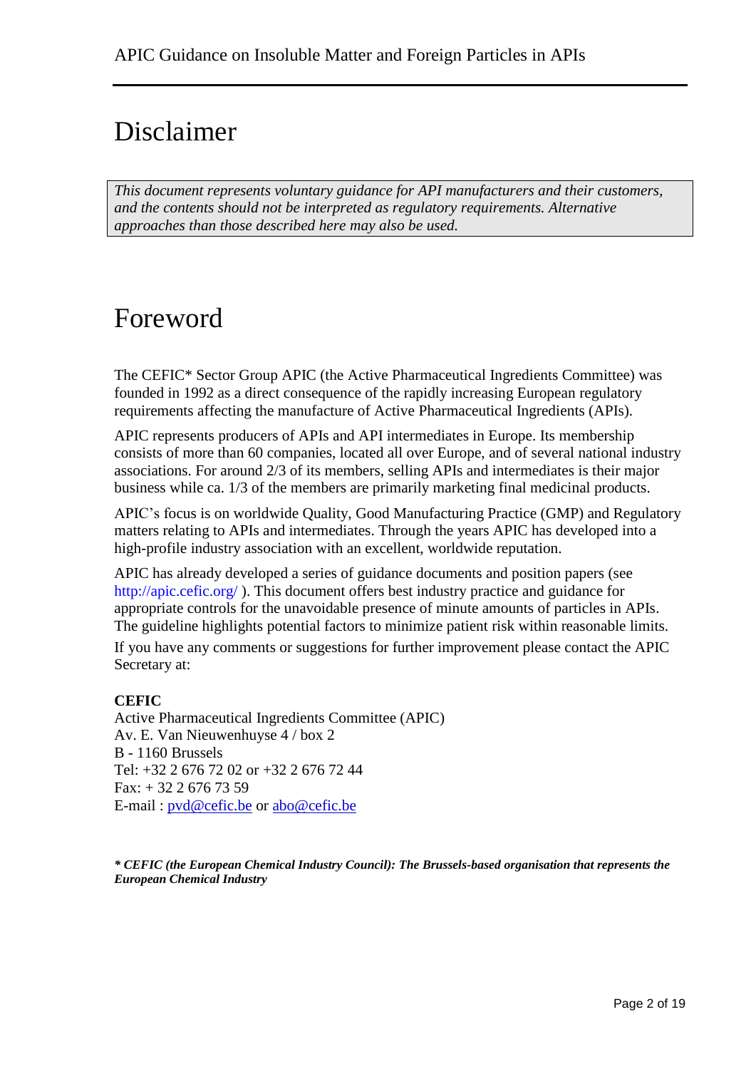# Disclaimer

*This document represents voluntary guidance for API manufacturers and their customers, and the contents should not be interpreted as regulatory requirements. Alternative approaches than those described here may also be used.*

# Foreword

The CEFIC* Sector Group APIC (the Active Pharmaceutical Ingredients Committee) was founded in 1992 as a direct consequence of the rapidly increasing European regulatory requirements affecting the manufacture of Active Pharmaceutical Ingredients (APIs).

APIC represents producers of APIs and API intermediates in Europe. Its membership consists of more than 60 companies, located all over Europe, and of several national industry associations. For around 2/3 of its members, selling APIs and intermediates is their major business while ca. 1/3 of the members are primarily marketing final medicinal products.

APIC's focus is on worldwide Quality, Good Manufacturing Practice (GMP) and Regulatory matters relating to APIs and intermediates. Through the years APIC has developed into a high-profile industry association with an excellent, worldwide reputation.

APIC has already developed a series of guidance documents and position papers (see http://apic.cefic.org/ ). This document offers best industry practice and guidance for appropriate controls for the unavoidable presence of minute amounts of particles in APIs. The guideline highlights potential factors to minimize patient risk within reasonable limits.

If you have any comments or suggestions for further improvement please contact the APIC Secretary at:

**CEFIC**
Active Pharmaceutical Ingredients Committee (APIC)
Av. E. Van Nieuwenhuyse 4 / box 2
B - 1160 Brussels
Tel: +32 2 676 72 02 or +32 2 676 72 44
Fax: + 32 2 676 73 59
E-mail : pvd@cefic.be or abo@cefic.be

***\* CEFIC (the European Chemical Industry Council): The Brussels-based organisation that represents the European Chemical Industry***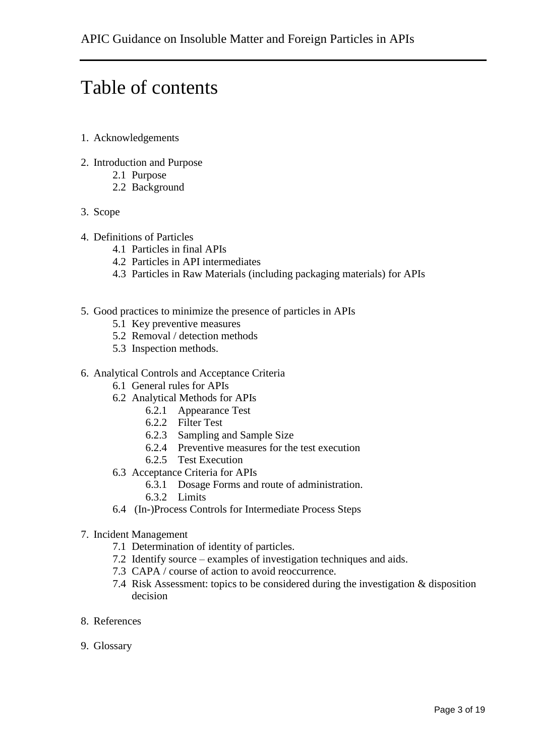# Table of contents

1. Acknowledgements

2. Introduction and Purpose
    - 2.1 Purpose
    - 2.2 Background

3. Scope

4. Definitions of Particles
    - 4.1 Particles in final APIs
    - 4.2 Particles in API intermediates
    - 4.3 Particles in Raw Materials (including packaging materials) for APIs

5. Good practices to minimize the presence of particles in APIs
    - 5.1 Key preventive measures
    - 5.2 Removal / detection methods
    - 5.3 Inspection methods.

6. Analytical Controls and Acceptance Criteria
    - 6.1 General rules for APIs
    - 6.2 Analytical Methods for APIs
        - 6.2.1 Appearance Test
        - 6.2.2 Filter Test
        - 6.2.3 Sampling and Sample Size
        - 6.2.4 Preventive measures for the test execution
        - 6.2.5 Test Execution
    - 6.3 Acceptance Criteria for APIs
        - 6.3.1 Dosage Forms and route of administration.
        - 6.3.2 Limits
    - 6.4 (In-)Process Controls for Intermediate Process Steps

7. Incident Management
    - 7.1 Determination of identity of particles.
    - 7.2 Identify source – examples of investigation techniques and aids.
    - 7.3 CAPA / course of action to avoid reoccurrence.
    - 7.4 Risk Assessment: topics to be considered during the investigation & disposition decision

8. References

9. Glossary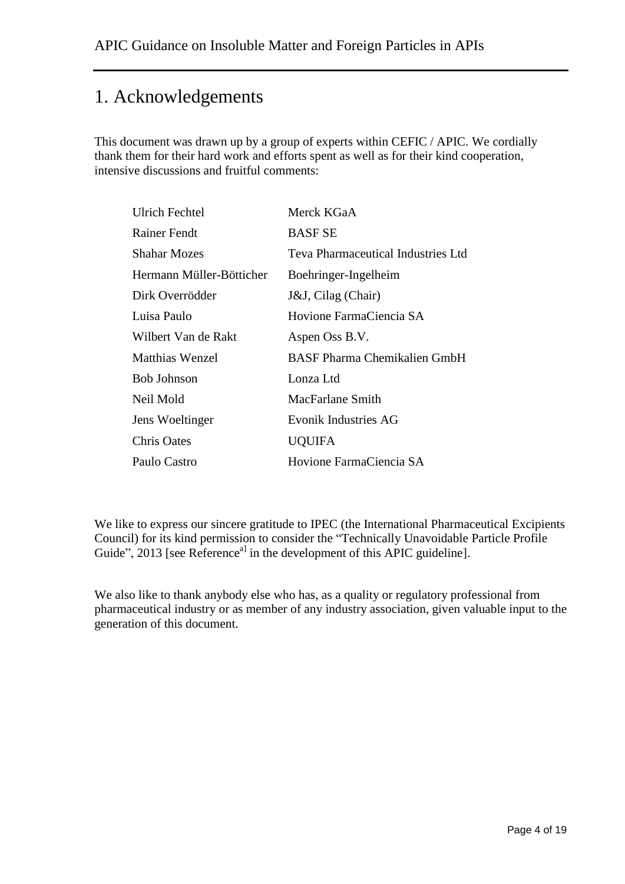# 1. Acknowledgements

This document was drawn up by a group of experts within CEFIC / APIC. We cordially thank them for their hard work and efforts spent as well as for their kind cooperation, intensive discussions and fruitful comments:

| | |
|---|---|
| Ulrich Fechtel | Merck KGaA |
| Rainer Fendt | BASF SE |
| Shahar Mozes | Teva Pharmaceutical Industries Ltd |
| Hermann Müller-Bötticher | Boehringer-Ingelheim |
| Dirk Overrödder | J&J, Cilag (Chair) |
| Luisa Paulo | Hovione FarmaCiencia SA |
| Wilbert Van de Rakt | Aspen Oss B.V. |
| Matthias Wenzel | BASF Pharma Chemikalien GmbH |
| Bob Johnson | Lonza Ltd |
| Neil Mold | MacFarlane Smith |
| Jens Woeltinger | Evonik Industries AG |
| Chris Oates | UQUIFA |
| Paulo Castro | Hovione FarmaCiencia SA |

We like to express our sincere gratitude to IPEC (the International Pharmaceutical Excipients Council) for its kind permission to consider the "Technically Unavoidable Particle Profile Guide", 2013 [see Reference[a] in the development of this APIC guideline].

We also like to thank anybody else who has, as a quality or regulatory professional from pharmaceutical industry or as member of any industry association, given valuable input to the generation of this document.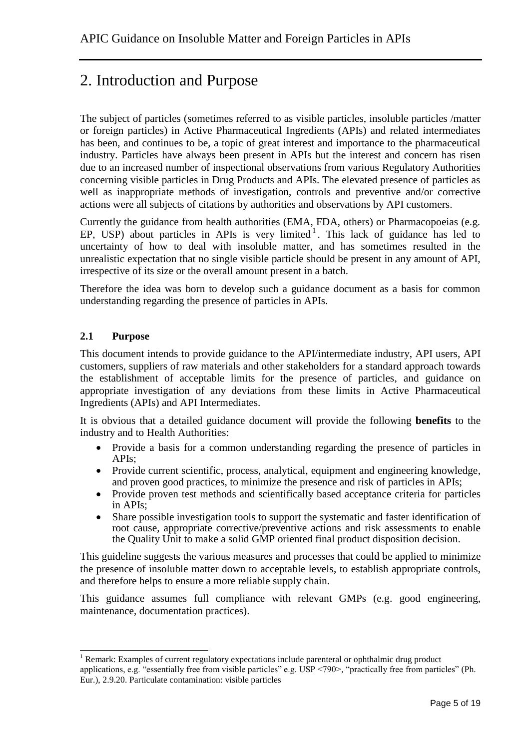# 2. Introduction and Purpose

The subject of particles (sometimes referred to as visible particles, insoluble particles /matter or foreign particles) in Active Pharmaceutical Ingredients (APIs) and related intermediates has been, and continues to be, a topic of great interest and importance to the pharmaceutical industry. Particles have always been present in APIs but the interest and concern has risen due to an increased number of inspectional observations from various Regulatory Authorities concerning visible particles in Drug Products and APIs. The elevated presence of particles as well as inappropriate methods of investigation, controls and preventive and/or corrective actions were all subjects of citations by authorities and observations by API customers.

Currently the guidance from health authorities (EMA, FDA, others) or Pharmacopoeias (e.g. EP, USP) about particles in APIs is very limited[1]. This lack of guidance has led to uncertainty of how to deal with insoluble matter, and has sometimes resulted in the unrealistic expectation that no single visible particle should be present in any amount of API, irrespective of its size or the overall amount present in a batch.

Therefore the idea was born to develop such a guidance document as a basis for common understanding regarding the presence of particles in APIs.

## 2.1 Purpose

This document intends to provide guidance to the API/intermediate industry, API users, API customers, suppliers of raw materials and other stakeholders for a standard approach towards the establishment of acceptable limits for the presence of particles, and guidance on appropriate investigation of any deviations from these limits in Active Pharmaceutical Ingredients (APIs) and API Intermediates.

It is obvious that a detailed guidance document will provide the following **benefits** to the industry and to Health Authorities:

- Provide a basis for a common understanding regarding the presence of particles in APIs;
- Provide current scientific, process, analytical, equipment and engineering knowledge, and proven good practices, to minimize the presence and risk of particles in APIs;
- Provide proven test methods and scientifically based acceptance criteria for particles in APIs;
- Share possible investigation tools to support the systematic and faster identification of root cause, appropriate corrective/preventive actions and risk assessments to enable the Quality Unit to make a solid GMP oriented final product disposition decision.

This guideline suggests the various measures and processes that could be applied to minimize the presence of insoluble matter down to acceptable levels, to establish appropriate controls, and therefore helps to ensure a more reliable supply chain.

This guidance assumes full compliance with relevant GMPs (e.g. good engineering, maintenance, documentation practices).

---

[1] Remark: Examples of current regulatory expectations include parenteral or ophthalmic drug product applications, e.g. "essentially free from visible particles" e.g. USP <790>, "practically free from particles" (Ph. Eur.), 2.9.20. Particulate contamination: visible particles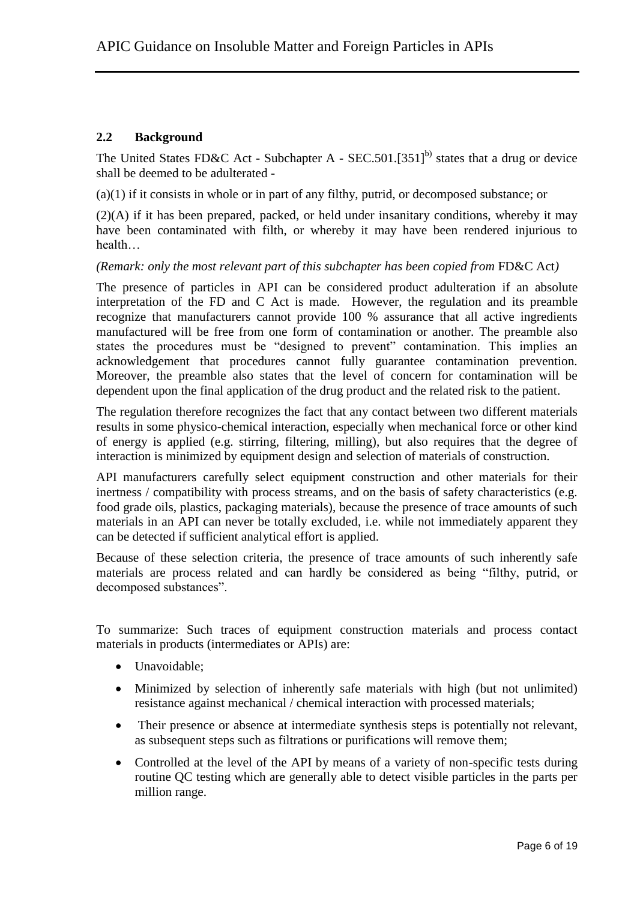## 2.2 Background

The United States FD&C Act - Subchapter A - SEC.501.[351][b)] states that a drug or device shall be deemed to be adulterated -

(a)(1) if it consists in whole or in part of any filthy, putrid, or decomposed substance; or

(2)(A) if it has been prepared, packed, or held under insanitary conditions, whereby it may have been contaminated with filth, or whereby it may have been rendered injurious to health…

*(Remark: only the most relevant part of this subchapter has been copied from* FD&C Act*)*

The presence of particles in API can be considered product adulteration if an absolute interpretation of the FD and C Act is made. However, the regulation and its preamble recognize that manufacturers cannot provide 100 % assurance that all active ingredients manufactured will be free from one form of contamination or another. The preamble also states the procedures must be "designed to prevent" contamination. This implies an acknowledgement that procedures cannot fully guarantee contamination prevention. Moreover, the preamble also states that the level of concern for contamination will be dependent upon the final application of the drug product and the related risk to the patient.

The regulation therefore recognizes the fact that any contact between two different materials results in some physico-chemical interaction, especially when mechanical force or other kind of energy is applied (e.g. stirring, filtering, milling), but also requires that the degree of interaction is minimized by equipment design and selection of materials of construction.

API manufacturers carefully select equipment construction and other materials for their inertness / compatibility with process streams, and on the basis of safety characteristics (e.g. food grade oils, plastics, packaging materials), because the presence of trace amounts of such materials in an API can never be totally excluded, i.e. while not immediately apparent they can be detected if sufficient analytical effort is applied.

Because of these selection criteria, the presence of trace amounts of such inherently safe materials are process related and can hardly be considered as being "filthy, putrid, or decomposed substances".

To summarize: Such traces of equipment construction materials and process contact materials in products (intermediates or APIs) are:

- Unavoidable;
- Minimized by selection of inherently safe materials with high (but not unlimited) resistance against mechanical / chemical interaction with processed materials;
- Their presence or absence at intermediate synthesis steps is potentially not relevant, as subsequent steps such as filtrations or purifications will remove them;
- Controlled at the level of the API by means of a variety of non-specific tests during routine QC testing which are generally able to detect visible particles in the parts per million range.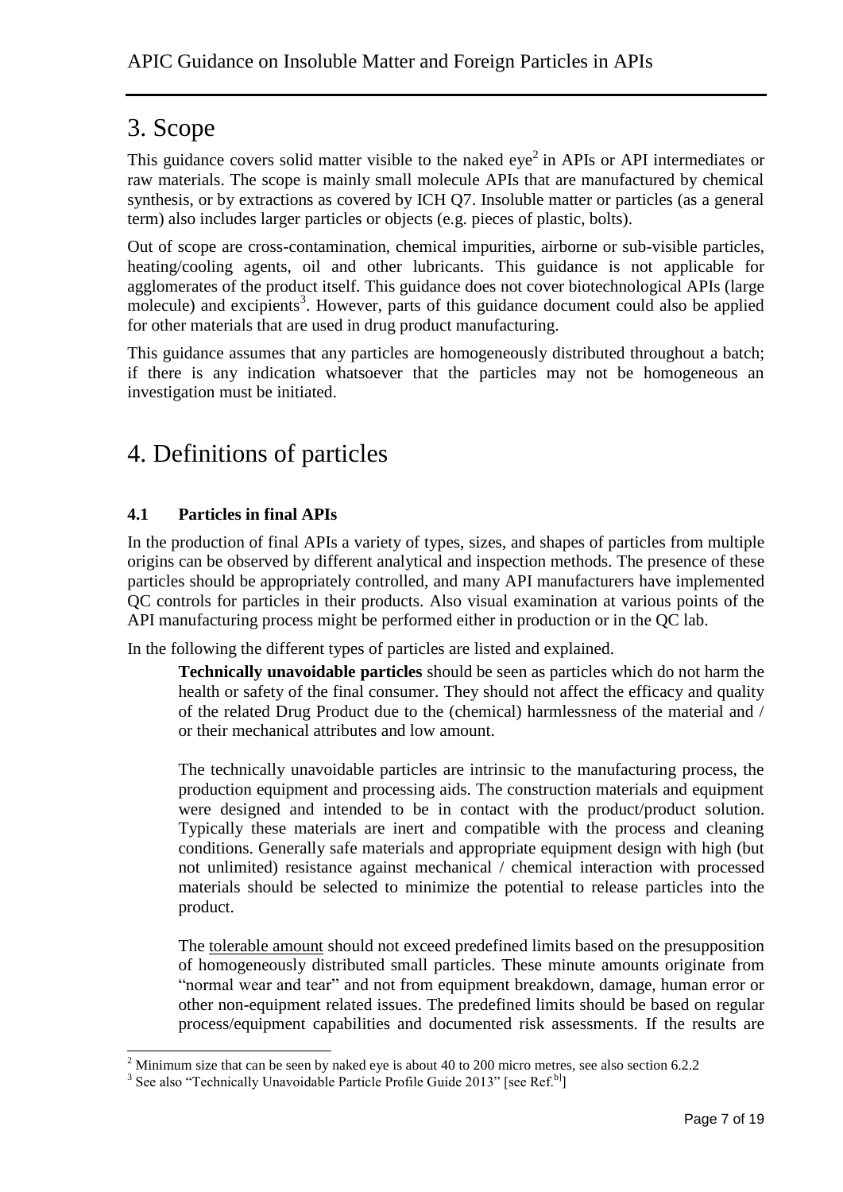# 3. Scope

This guidance covers solid matter visible to the naked eye[2] in APIs or API intermediates or raw materials. The scope is mainly small molecule APIs that are manufactured by chemical synthesis, or by extractions as covered by ICH Q7. Insoluble matter or particles (as a general term) also includes larger particles or objects (e.g. pieces of plastic, bolts).

Out of scope are cross-contamination, chemical impurities, airborne or sub-visible particles, heating/cooling agents, oil and other lubricants. This guidance is not applicable for agglomerates of the product itself. This guidance does not cover biotechnological APIs (large molecule) and excipients[3]. However, parts of this guidance document could also be applied for other materials that are used in drug product manufacturing.

This guidance assumes that any particles are homogeneously distributed throughout a batch; if there is any indication whatsoever that the particles may not be homogeneous an investigation must be initiated.

# 4. Definitions of particles

### 4.1 Particles in final APIs

In the production of final APIs a variety of types, sizes, and shapes of particles from multiple origins can be observed by different analytical and inspection methods. The presence of these particles should be appropriately controlled, and many API manufacturers have implemented QC controls for particles in their products. Also visual examination at various points of the API manufacturing process might be performed either in production or in the QC lab.

In the following the different types of particles are listed and explained.

> **Technically unavoidable particles** should be seen as particles which do not harm the health or safety of the final consumer. They should not affect the efficacy and quality of the related Drug Product due to the (chemical) harmlessness of the material and / or their mechanical attributes and low amount.
>
> The technically unavoidable particles are intrinsic to the manufacturing process, the production equipment and processing aids. The construction materials and equipment were designed and intended to be in contact with the product/product solution. Typically these materials are inert and compatible with the process and cleaning conditions. Generally safe materials and appropriate equipment design with high (but not unlimited) resistance against mechanical / chemical interaction with processed materials should be selected to minimize the potential to release particles into the product.
>
> The tolerable amount should not exceed predefined limits based on the presupposition of homogeneously distributed small particles. These minute amounts originate from "normal wear and tear" and not from equipment breakdown, damage, human error or other non-equipment related issues. The predefined limits should be based on regular process/equipment capabilities and documented risk assessments. If the results are

---

[2] Minimum size that can be seen by naked eye is about 40 to 200 micro metres, see also section 6.2.2

[3] See also "Technically Unavoidable Particle Profile Guide 2013" [see Ref.[b]]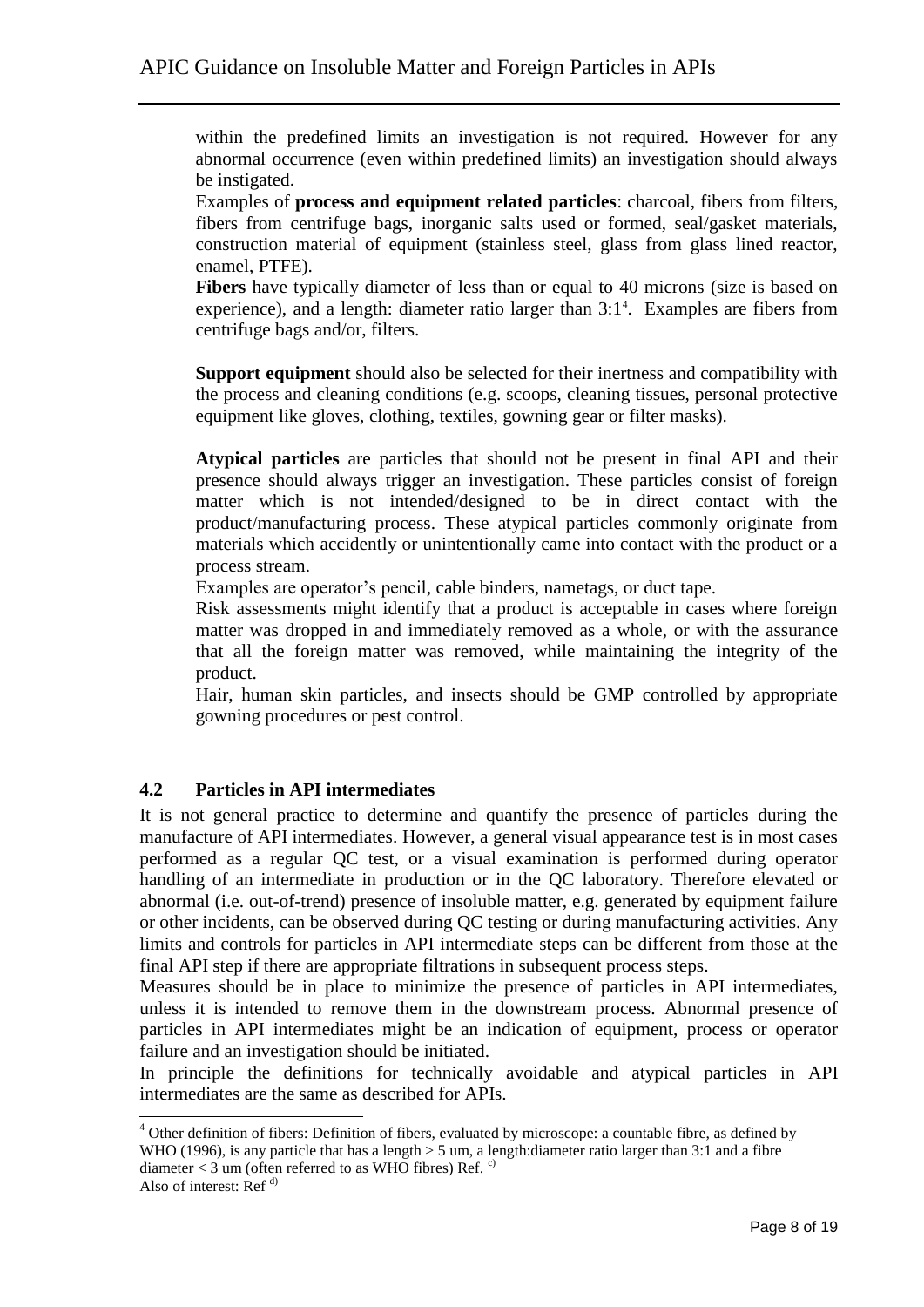within the predefined limits an investigation is not required. However for any abnormal occurrence (even within predefined limits) an investigation should always be instigated.

Examples of **process and equipment related particles**: charcoal, fibers from filters, fibers from centrifuge bags, inorganic salts used or formed, seal/gasket materials, construction material of equipment (stainless steel, glass from glass lined reactor, enamel, PTFE).

**Fibers** have typically diameter of less than or equal to 40 microns (size is based on experience), and a length: diameter ratio larger than 3:1[4]. Examples are fibers from centrifuge bags and/or, filters.

**Support equipment** should also be selected for their inertness and compatibility with the process and cleaning conditions (e.g. scoops, cleaning tissues, personal protective equipment like gloves, clothing, textiles, gowning gear or filter masks).

**Atypical particles** are particles that should not be present in final API and their presence should always trigger an investigation. These particles consist of foreign matter which is not intended/designed to be in direct contact with the product/manufacturing process. These atypical particles commonly originate from materials which accidently or unintentionally came into contact with the product or a process stream.

Examples are operator's pencil, cable binders, nametags, or duct tape.

Risk assessments might identify that a product is acceptable in cases where foreign matter was dropped in and immediately removed as a whole, or with the assurance that all the foreign matter was removed, while maintaining the integrity of the product.

Hair, human skin particles, and insects should be GMP controlled by appropriate gowning procedures or pest control.

## 4.2 Particles in API intermediates

It is not general practice to determine and quantify the presence of particles during the manufacture of API intermediates. However, a general visual appearance test is in most cases performed as a regular QC test, or a visual examination is performed during operator handling of an intermediate in production or in the QC laboratory. Therefore elevated or abnormal (i.e. out-of-trend) presence of insoluble matter, e.g. generated by equipment failure or other incidents, can be observed during QC testing or during manufacturing activities. Any limits and controls for particles in API intermediate steps can be different from those at the final API step if there are appropriate filtrations in subsequent process steps.

Measures should be in place to minimize the presence of particles in API intermediates, unless it is intended to remove them in the downstream process. Abnormal presence of particles in API intermediates might be an indication of equipment, process or operator failure and an investigation should be initiated.

In principle the definitions for technically avoidable and atypical particles in API intermediates are the same as described for APIs.

---

[4] Other definition of fibers: Definition of fibers, evaluated by microscope: a countable fibre, as defined by WHO (1996), is any particle that has a length > 5 um, a length:diameter ratio larger than 3:1 and a fibre diameter < 3 um (often referred to as WHO fibres) Ref. [c)]

Also of interest: Ref [d)]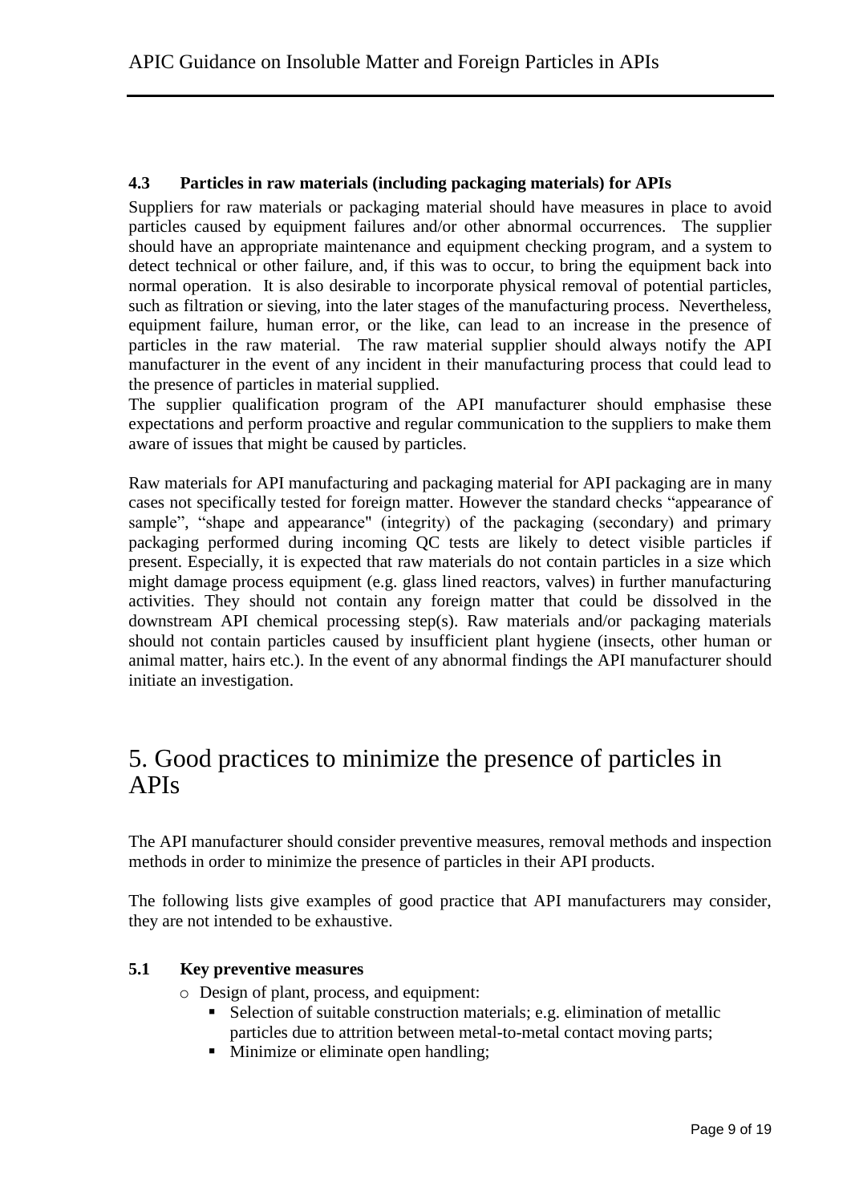### 4.3 Particles in raw materials (including packaging materials) for APIs

Suppliers for raw materials or packaging material should have measures in place to avoid particles caused by equipment failures and/or other abnormal occurrences. The supplier should have an appropriate maintenance and equipment checking program, and a system to detect technical or other failure, and, if this was to occur, to bring the equipment back into normal operation. It is also desirable to incorporate physical removal of potential particles, such as filtration or sieving, into the later stages of the manufacturing process. Nevertheless, equipment failure, human error, or the like, can lead to an increase in the presence of particles in the raw material. The raw material supplier should always notify the API manufacturer in the event of any incident in their manufacturing process that could lead to the presence of particles in material supplied.

The supplier qualification program of the API manufacturer should emphasise these expectations and perform proactive and regular communication to the suppliers to make them aware of issues that might be caused by particles.

Raw materials for API manufacturing and packaging material for API packaging are in many cases not specifically tested for foreign matter. However the standard checks "appearance of sample", "shape and appearance" (integrity) of the packaging (secondary) and primary packaging performed during incoming QC tests are likely to detect visible particles if present. Especially, it is expected that raw materials do not contain particles in a size which might damage process equipment (e.g. glass lined reactors, valves) in further manufacturing activities. They should not contain any foreign matter that could be dissolved in the downstream API chemical processing step(s). Raw materials and/or packaging materials should not contain particles caused by insufficient plant hygiene (insects, other human or animal matter, hairs etc.). In the event of any abnormal findings the API manufacturer should initiate an investigation.

# 5. Good practices to minimize the presence of particles in APIs

The API manufacturer should consider preventive measures, removal methods and inspection methods in order to minimize the presence of particles in their API products.

The following lists give examples of good practice that API manufacturers may consider, they are not intended to be exhaustive.

### 5.1 Key preventive measures

- Design of plant, process, and equipment:
  - Selection of suitable construction materials; e.g. elimination of metallic particles due to attrition between metal-to-metal contact moving parts;
  - Minimize or eliminate open handling;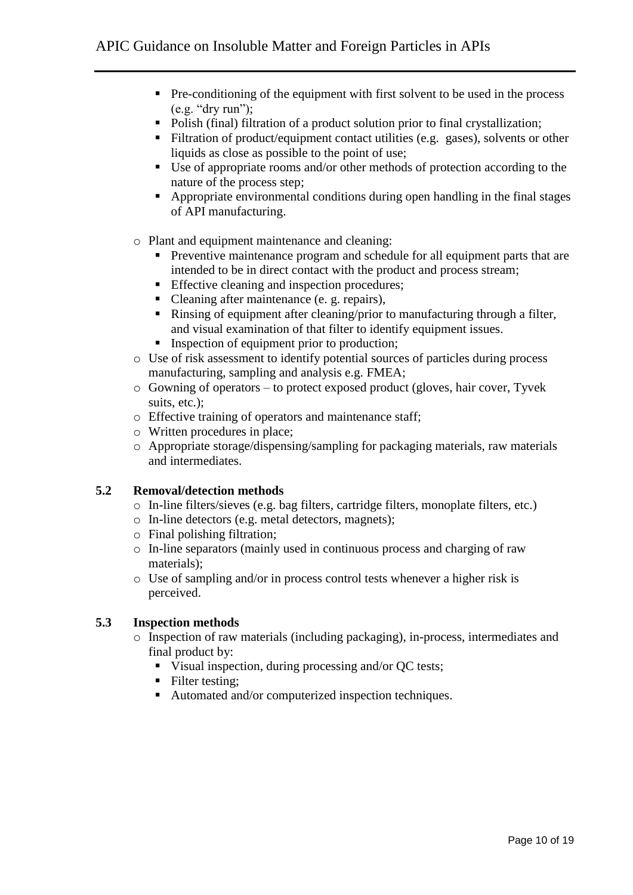- Pre-conditioning of the equipment with first solvent to be used in the process (e.g. "dry run");
  - Polish (final) filtration of a product solution prior to final crystallization;
  - Filtration of product/equipment contact utilities (e.g. gases), solvents or other liquids as close as possible to the point of use;
  - Use of appropriate rooms and/or other methods of protection according to the nature of the process step;
  - Appropriate environmental conditions during open handling in the final stages of API manufacturing.

- Plant and equipment maintenance and cleaning:
  - Preventive maintenance program and schedule for all equipment parts that are intended to be in direct contact with the product and process stream;
  - Effective cleaning and inspection procedures;
  - Cleaning after maintenance (e. g. repairs),
  - Rinsing of equipment after cleaning/prior to manufacturing through a filter, and visual examination of that filter to identify equipment issues.
  - Inspection of equipment prior to production;
- Use of risk assessment to identify potential sources of particles during process manufacturing, sampling and analysis e.g. FMEA;
- Gowning of operators – to protect exposed product (gloves, hair cover, Tyvek suits, etc.);
- Effective training of operators and maintenance staff;
- Written procedures in place;
- Appropriate storage/dispensing/sampling for packaging materials, raw materials and intermediates.

### 5.2 Removal/detection methods

- In-line filters/sieves (e.g. bag filters, cartridge filters, monoplate filters, etc.)
- In-line detectors (e.g. metal detectors, magnets);
- Final polishing filtration;
- In-line separators (mainly used in continuous process and charging of raw materials);
- Use of sampling and/or in process control tests whenever a higher risk is perceived.

### 5.3 Inspection methods

- Inspection of raw materials (including packaging), in-process, intermediates and final product by:
  - Visual inspection, during processing and/or QC tests;
  - Filter testing;
  - Automated and/or computerized inspection techniques.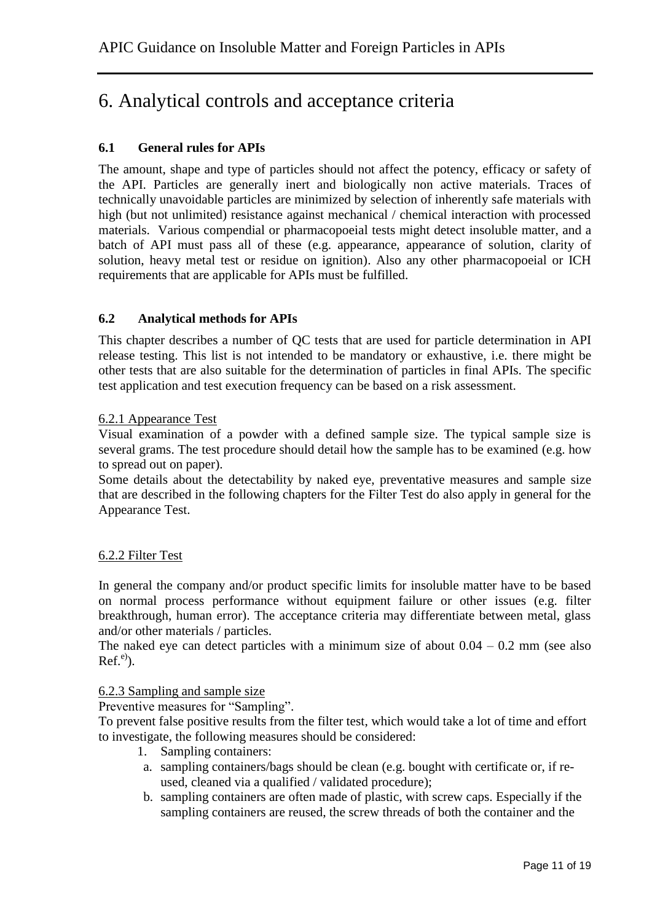# 6. Analytical controls and acceptance criteria

### 6.1 General rules for APIs

The amount, shape and type of particles should not affect the potency, efficacy or safety of the API. Particles are generally inert and biologically non active materials. Traces of technically unavoidable particles are minimized by selection of inherently safe materials with high (but not unlimited) resistance against mechanical / chemical interaction with processed materials. Various compendial or pharmacopoeial tests might detect insoluble matter, and a batch of API must pass all of these (e.g. appearance, appearance of solution, clarity of solution, heavy metal test or residue on ignition). Also any other pharmacopoeial or ICH requirements that are applicable for APIs must be fulfilled.

### 6.2 Analytical methods for APIs

This chapter describes a number of QC tests that are used for particle determination in API release testing. This list is not intended to be mandatory or exhaustive, i.e. there might be other tests that are also suitable for the determination of particles in final APIs. The specific test application and test execution frequency can be based on a risk assessment.

<u>6.2.1 Appearance Test</u>

Visual examination of a powder with a defined sample size. The typical sample size is several grams. The test procedure should detail how the sample has to be examined (e.g. how to spread out on paper).

Some details about the detectability by naked eye, preventative measures and sample size that are described in the following chapters for the Filter Test do also apply in general for the Appearance Test.

<u>6.2.2 Filter Test</u>

In general the company and/or product specific limits for insoluble matter have to be based on normal process performance without equipment failure or other issues (e.g. filter breakthrough, human error). The acceptance criteria may differentiate between metal, glass and/or other materials / particles.

The naked eye can detect particles with a minimum size of about 0.04 – 0.2 mm (see also Ref.[e]).

<u>6.2.3 Sampling and sample size</u>

Preventive measures for "Sampling".

To prevent false positive results from the filter test, which would take a lot of time and effort to investigate, the following measures should be considered:

1. Sampling containers:
   a. sampling containers/bags should be clean (e.g. bought with certificate or, if re-used, cleaned via a qualified / validated procedure);
   b. sampling containers are often made of plastic, with screw caps. Especially if the sampling containers are reused, the screw threads of both the container and the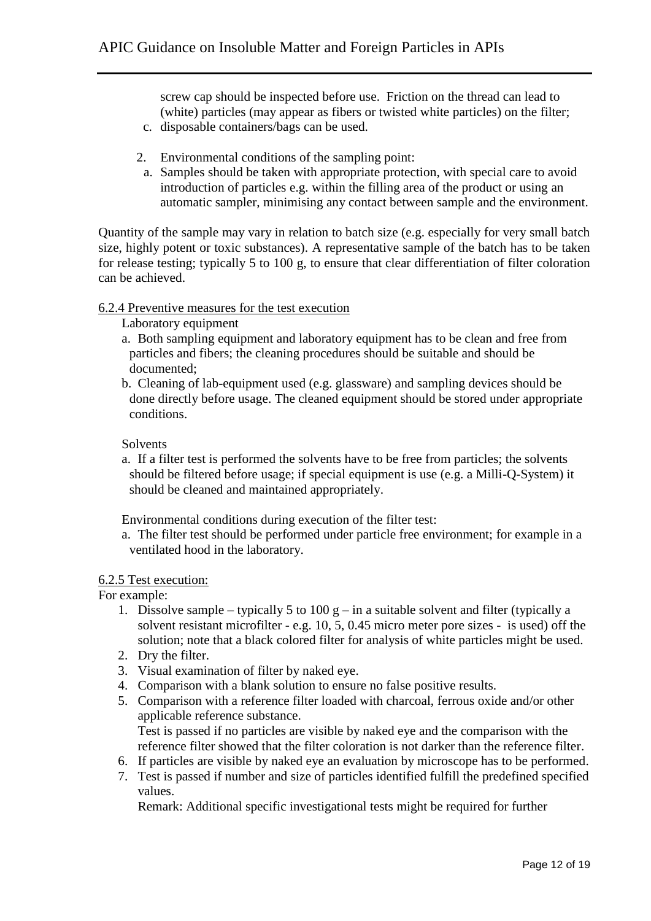screw cap should be inspected before use. Friction on the thread can lead to (white) particles (may appear as fibers or twisted white particles) on the filter;

c. disposable containers/bags can be used.

2. Environmental conditions of the sampling point:

a. Samples should be taken with appropriate protection, with special care to avoid introduction of particles e.g. within the filling area of the product or using an automatic sampler, minimising any contact between sample and the environment.

Quantity of the sample may vary in relation to batch size (e.g. especially for very small batch size, highly potent or toxic substances). A representative sample of the batch has to be taken for release testing; typically 5 to 100 g, to ensure that clear differentiation of filter coloration can be achieved.

6.2.4 Preventive measures for the test execution

Laboratory equipment

a. Both sampling equipment and laboratory equipment has to be clean and free from particles and fibers; the cleaning procedures should be suitable and should be documented;

b. Cleaning of lab-equipment used (e.g. glassware) and sampling devices should be done directly before usage. The cleaned equipment should be stored under appropriate conditions.

Solvents

a. If a filter test is performed the solvents have to be free from particles; the solvents should be filtered before usage; if special equipment is use (e.g. a Milli-Q-System) it should be cleaned and maintained appropriately.

Environmental conditions during execution of the filter test:

a. The filter test should be performed under particle free environment; for example in a ventilated hood in the laboratory.

6.2.5 Test execution:

For example:

1. Dissolve sample – typically 5 to 100 g – in a suitable solvent and filter (typically a solvent resistant microfilter - e.g. 10, 5, 0.45 micro meter pore sizes - is used) off the solution; note that a black colored filter for analysis of white particles might be used.
2. Dry the filter.
3. Visual examination of filter by naked eye.
4. Comparison with a blank solution to ensure no false positive results.
5. Comparison with a reference filter loaded with charcoal, ferrous oxide and/or other applicable reference substance.

   Test is passed if no particles are visible by naked eye and the comparison with the reference filter showed that the filter coloration is not darker than the reference filter.
6. If particles are visible by naked eye an evaluation by microscope has to be performed.
7. Test is passed if number and size of particles identified fulfill the predefined specified values.

   Remark: Additional specific investigational tests might be required for further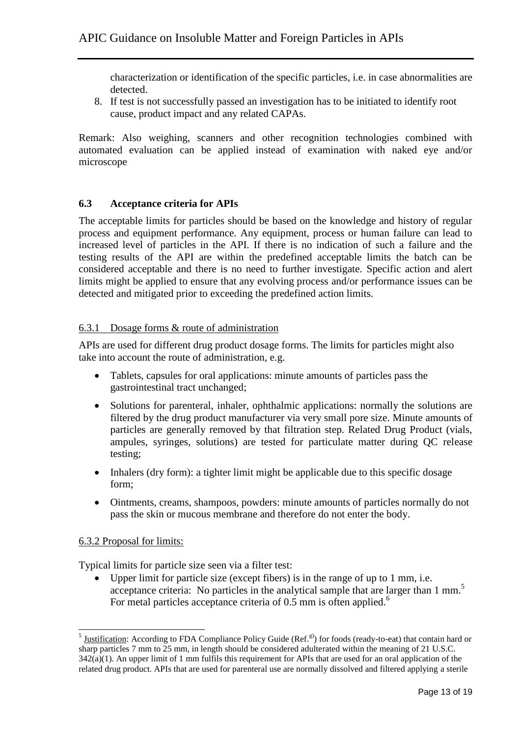characterization or identification of the specific particles, i.e. in case abnormalities are detected.

8. If test is not successfully passed an investigation has to be initiated to identify root cause, product impact and any related CAPAs.

Remark: Also weighing, scanners and other recognition technologies combined with automated evaluation can be applied instead of examination with naked eye and/or microscope

### 6.3 Acceptance criteria for APIs

The acceptable limits for particles should be based on the knowledge and history of regular process and equipment performance. Any equipment, process or human failure can lead to increased level of particles in the API. If there is no indication of such a failure and the testing results of the API are within the predefined acceptable limits the batch can be considered acceptable and there is no need to further investigate. Specific action and alert limits might be applied to ensure that any evolving process and/or performance issues can be detected and mitigated prior to exceeding the predefined action limits.

#### 6.3.1 Dosage forms & route of administration

APIs are used for different drug product dosage forms. The limits for particles might also take into account the route of administration, e.g.

- Tablets, capsules for oral applications: minute amounts of particles pass the gastrointestinal tract unchanged;
- Solutions for parenteral, inhaler, ophthalmic applications: normally the solutions are filtered by the drug product manufacturer via very small pore size. Minute amounts of particles are generally removed by that filtration step. Related Drug Product (vials, ampules, syringes, solutions) are tested for particulate matter during QC release testing;
- Inhalers (dry form): a tighter limit might be applicable due to this specific dosage form;
- Ointments, creams, shampoos, powders: minute amounts of particles normally do not pass the skin or mucous membrane and therefore do not enter the body.

#### 6.3.2 Proposal for limits:

Typical limits for particle size seen via a filter test:

- Upper limit for particle size (except fibers) is in the range of up to 1 mm, i.e. acceptance criteria: No particles in the analytical sample that are larger than 1 mm.[5] For metal particles acceptance criteria of 0.5 mm is often applied.[6]

---

[5] Justification: According to FDA Compliance Policy Guide (Ref.[8)]) for foods (ready-to-eat) that contain hard or sharp particles 7 mm to 25 mm, in length should be considered adulterated within the meaning of 21 U.S.C. 342(a)(1). An upper limit of 1 mm fulfils this requirement for APIs that are used for an oral application of the related drug product. APIs that are used for parenteral use are normally dissolved and filtered applying a sterile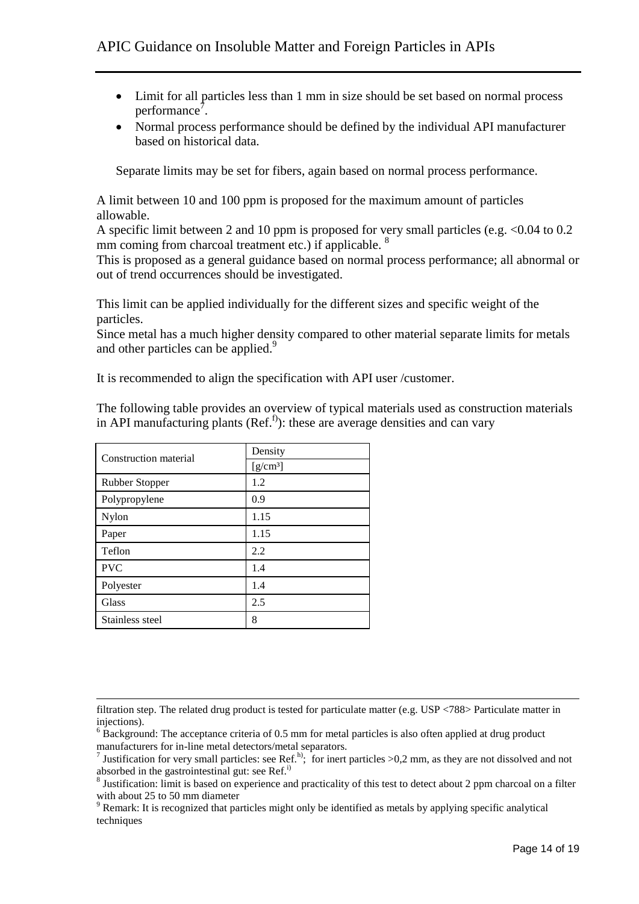- Limit for all particles less than 1 mm in size should be set based on normal process performance[7].
- Normal process performance should be defined by the individual API manufacturer based on historical data.

Separate limits may be set for fibers, again based on normal process performance.

A limit between 10 and 100 ppm is proposed for the maximum amount of particles allowable.
A specific limit between 2 and 10 ppm is proposed for very small particles (e.g. <0.04 to 0.2 mm coming from charcoal treatment etc.) if applicable. [8]
This is proposed as a general guidance based on normal process performance; all abnormal or out of trend occurrences should be investigated.

This limit can be applied individually for the different sizes and specific weight of the particles.
Since metal has a much higher density compared to other material separate limits for metals and other particles can be applied.[9]

It is recommended to align the specification with API user /customer.

The following table provides an overview of typical materials used as construction materials in API manufacturing plants (Ref.[f]): these are average densities and can vary

| Construction material | Density [g/cm³] |
|---|---|
| Rubber Stopper | 1.2 |
| Polypropylene | 0.9 |
| Nylon | 1.15 |
| Paper | 1.15 |
| Teflon | 2.2 |
| PVC | 1.4 |
| Polyester | 1.4 |
| Glass | 2.5 |
| Stainless steel | 8 |

---

filtration step. The related drug product is tested for particulate matter (e.g. USP <788> Particulate matter in injections).

[6] Background: The acceptance criteria of 0.5 mm for metal particles is also often applied at drug product manufacturers for in-line metal detectors/metal separators.

[7] Justification for very small particles: see Ref.[h]; for inert particles >0,2 mm, as they are not dissolved and not absorbed in the gastrointestinal gut: see Ref.[i]

[8] Justification: limit is based on experience and practicality of this test to detect about 2 ppm charcoal on a filter with about 25 to 50 mm diameter

[9] Remark: It is recognized that particles might only be identified as metals by applying specific analytical techniques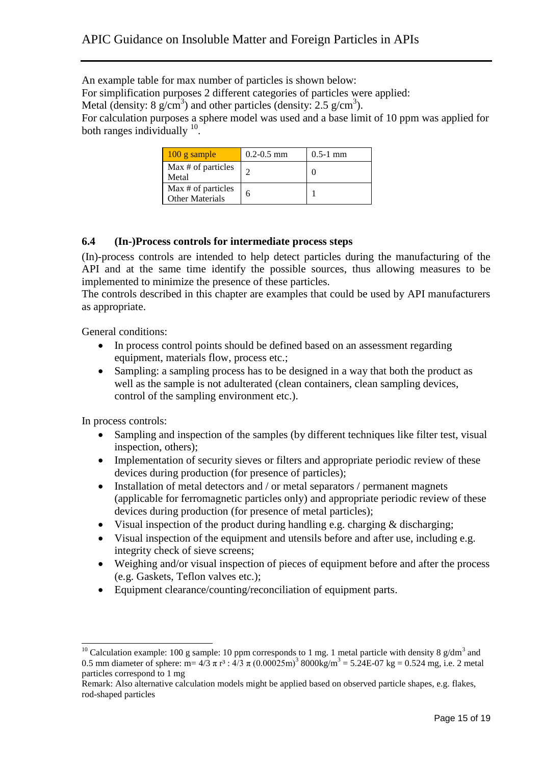An example table for max number of particles is shown below:

For simplification purposes 2 different categories of particles were applied:

Metal (density: 8 $g/cm^3$) and other particles (density: 2.5 $g/cm^3$).

For calculation purposes a sphere model was used and a base limit of 10 ppm was applied for both ranges individually [10].

| 100 g sample | 0.2-0.5 mm | 0.5-1 mm |
|---|---|---|
| Max # of particles Metal | 2 | 0 |
| Max # of particles Other Materials | 6 | 1 |

### 6.4 (In-)Process controls for intermediate process steps

(In)-process controls are intended to help detect particles during the manufacturing of the API and at the same time identify the possible sources, thus allowing measures to be implemented to minimize the presence of these particles.

The controls described in this chapter are examples that could be used by API manufacturers as appropriate.

General conditions:

- In process control points should be defined based on an assessment regarding equipment, materials flow, process etc.;
- Sampling: a sampling process has to be designed in a way that both the product as well as the sample is not adulterated (clean containers, clean sampling devices, control of the sampling environment etc.).

In process controls:

- Sampling and inspection of the samples (by different techniques like filter test, visual inspection, others);
- Implementation of security sieves or filters and appropriate periodic review of these devices during production (for presence of particles);
- Installation of metal detectors and / or metal separators / permanent magnets (applicable for ferromagnetic particles only) and appropriate periodic review of these devices during production (for presence of metal particles);
- Visual inspection of the product during handling e.g. charging & discharging;
- Visual inspection of the equipment and utensils before and after use, including e.g. integrity check of sieve screens;
- Weighing and/or visual inspection of pieces of equipment before and after the process (e.g. Gaskets, Teflon valves etc.);
- Equipment clearance/counting/reconciliation of equipment parts.

---

[10] Calculation example: 100 g sample: 10 ppm corresponds to 1 mg. 1 metal particle with density 8 $g/dm^3$ and 0.5 mm diameter of sphere: $m= 4/3\ \pi\ r^3 : 4/3\ \pi\ (0.00025m)^3\ 8000kg/m^3 = 5.24E\text{-}07\ kg = 0.524\ mg$, i.e. 2 metal particles correspond to 1 mg

Remark: Also alternative calculation models might be applied based on observed particle shapes, e.g. flakes, rod-shaped particles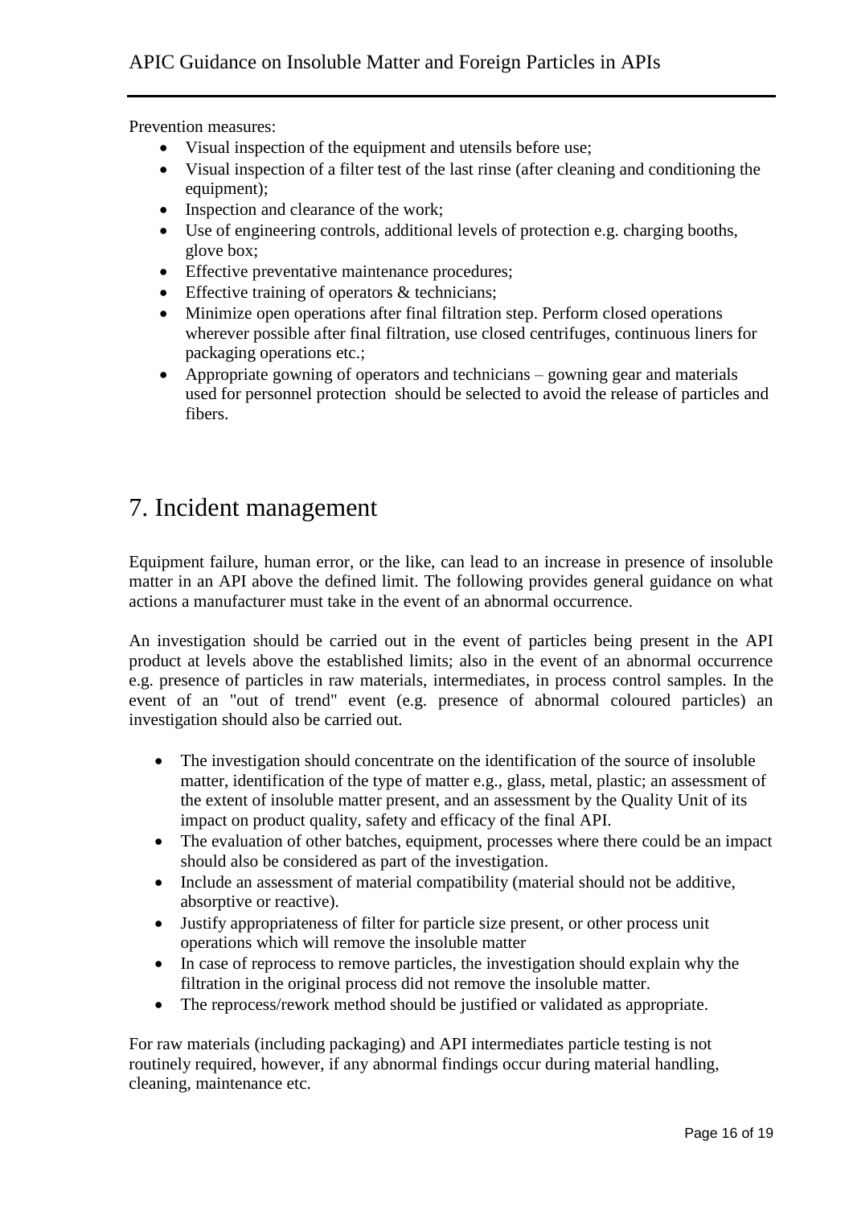Prevention measures:

- Visual inspection of the equipment and utensils before use;
- Visual inspection of a filter test of the last rinse (after cleaning and conditioning the equipment);
- Inspection and clearance of the work;
- Use of engineering controls, additional levels of protection e.g. charging booths, glove box;
- Effective preventative maintenance procedures;
- Effective training of operators & technicians;
- Minimize open operations after final filtration step. Perform closed operations wherever possible after final filtration, use closed centrifuges, continuous liners for packaging operations etc.;
- Appropriate gowning of operators and technicians – gowning gear and materials used for personnel protection should be selected to avoid the release of particles and fibers.

# 7. Incident management

Equipment failure, human error, or the like, can lead to an increase in presence of insoluble matter in an API above the defined limit. The following provides general guidance on what actions a manufacturer must take in the event of an abnormal occurrence.

An investigation should be carried out in the event of particles being present in the API product at levels above the established limits; also in the event of an abnormal occurrence e.g. presence of particles in raw materials, intermediates, in process control samples. In the event of an "out of trend" event (e.g. presence of abnormal coloured particles) an investigation should also be carried out.

- The investigation should concentrate on the identification of the source of insoluble matter, identification of the type of matter e.g., glass, metal, plastic; an assessment of the extent of insoluble matter present, and an assessment by the Quality Unit of its impact on product quality, safety and efficacy of the final API.
- The evaluation of other batches, equipment, processes where there could be an impact should also be considered as part of the investigation.
- Include an assessment of material compatibility (material should not be additive, absorptive or reactive).
- Justify appropriateness of filter for particle size present, or other process unit operations which will remove the insoluble matter
- In case of reprocess to remove particles, the investigation should explain why the filtration in the original process did not remove the insoluble matter.
- The reprocess/rework method should be justified or validated as appropriate.

For raw materials (including packaging) and API intermediates particle testing is not routinely required, however, if any abnormal findings occur during material handling, cleaning, maintenance etc.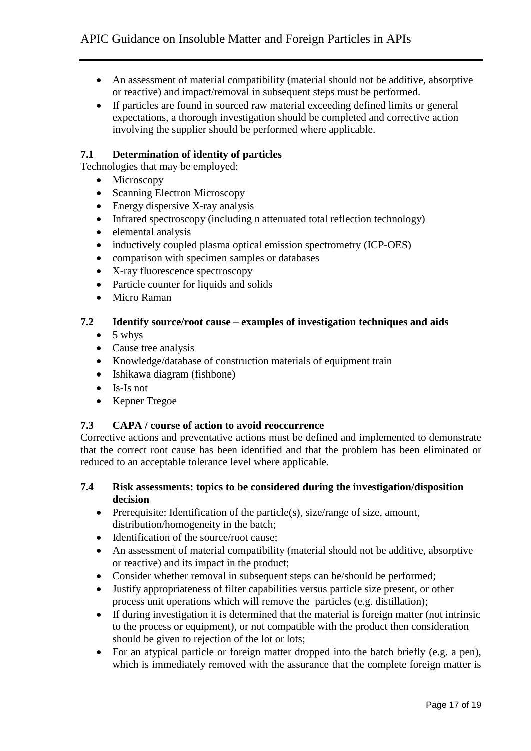- An assessment of material compatibility (material should not be additive, absorptive or reactive) and impact/removal in subsequent steps must be performed.
- If particles are found in sourced raw material exceeding defined limits or general expectations, a thorough investigation should be completed and corrective action involving the supplier should be performed where applicable.

### 7.1 Determination of identity of particles

Technologies that may be employed:

- Microscopy
- Scanning Electron Microscopy
- Energy dispersive X-ray analysis
- Infrared spectroscopy (including n attenuated total reflection technology)
- elemental analysis
- inductively coupled plasma optical emission spectrometry (ICP-OES)
- comparison with specimen samples or databases
- X-ray fluorescence spectroscopy
- Particle counter for liquids and solids
- Micro Raman

### 7.2 Identify source/root cause – examples of investigation techniques and aids

- 5 whys
- Cause tree analysis
- Knowledge/database of construction materials of equipment train
- Ishikawa diagram (fishbone)
- Is-Is not
- Kepner Tregoe

### 7.3 CAPA / course of action to avoid reoccurrence

Corrective actions and preventative actions must be defined and implemented to demonstrate that the correct root cause has been identified and that the problem has been eliminated or reduced to an acceptable tolerance level where applicable.

### 7.4 Risk assessments: topics to be considered during the investigation/disposition decision

- Prerequisite: Identification of the particle(s), size/range of size, amount, distribution/homogeneity in the batch;
- Identification of the source/root cause;
- An assessment of material compatibility (material should not be additive, absorptive or reactive) and its impact in the product;
- Consider whether removal in subsequent steps can be/should be performed;
- Justify appropriateness of filter capabilities versus particle size present, or other process unit operations which will remove the particles (e.g. distillation);
- If during investigation it is determined that the material is foreign matter (not intrinsic to the process or equipment), or not compatible with the product then consideration should be given to rejection of the lot or lots;
- For an atypical particle or foreign matter dropped into the batch briefly (e.g. a pen), which is immediately removed with the assurance that the complete foreign matter is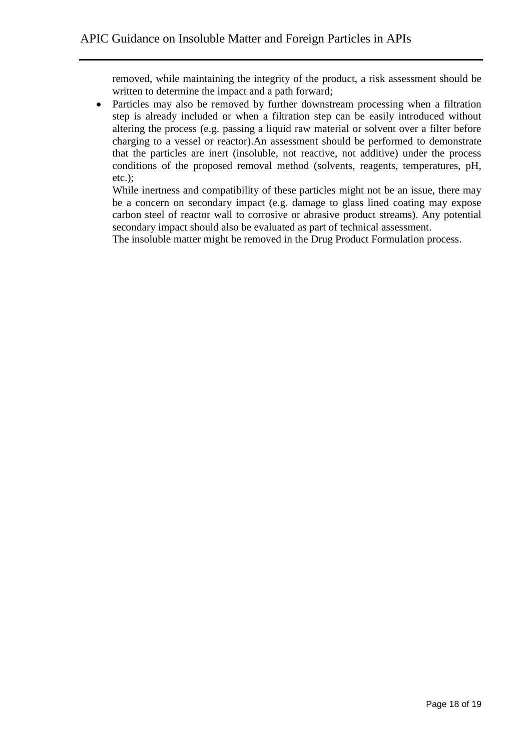removed, while maintaining the integrity of the product, a risk assessment should be written to determine the impact and a path forward;

- Particles may also be removed by further downstream processing when a filtration step is already included or when a filtration step can be easily introduced without altering the process (e.g. passing a liquid raw material or solvent over a filter before charging to a vessel or reactor).An assessment should be performed to demonstrate that the particles are inert (insoluble, not reactive, not additive) under the process conditions of the proposed removal method (solvents, reagents, temperatures, pH, etc.);

  While inertness and compatibility of these particles might not be an issue, there may be a concern on secondary impact (e.g. damage to glass lined coating may expose carbon steel of reactor wall to corrosive or abrasive product streams). Any potential secondary impact should also be evaluated as part of technical assessment.

  The insoluble matter might be removed in the Drug Product Formulation process.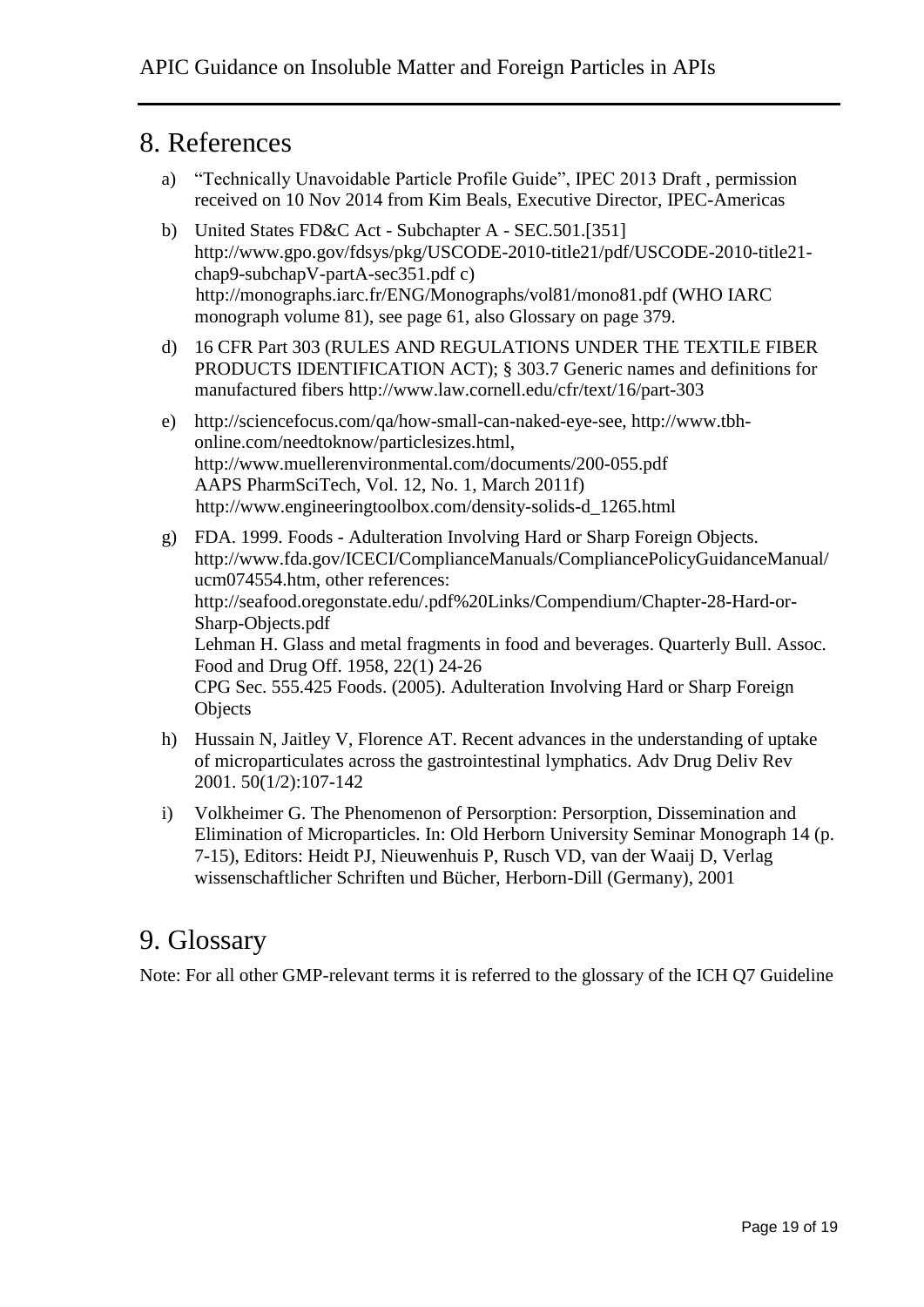# 8. References

a) "Technically Unavoidable Particle Profile Guide", IPEC 2013 Draft , permission received on 10 Nov 2014 from Kim Beals, Executive Director, IPEC-Americas

b) United States FD&C Act - Subchapter A - SEC.501.[351] http://www.gpo.gov/fdsys/pkg/USCODE-2010-title21/pdf/USCODE-2010-title21-chap9-subchapV-partA-sec351.pdf c) http://monographs.iarc.fr/ENG/Monographs/vol81/mono81.pdf (WHO IARC monograph volume 81), see page 61, also Glossary on page 379.

d) 16 CFR Part 303 (RULES AND REGULATIONS UNDER THE TEXTILE FIBER PRODUCTS IDENTIFICATION ACT); § 303.7 Generic names and definitions for manufactured fibers http://www.law.cornell.edu/cfr/text/16/part-303

e) http://sciencefocus.com/qa/how-small-can-naked-eye-see, http://www.tbh-online.com/needtoknow/particlesizes.html, http://www.muellerenvironmental.com/documents/200-055.pdf AAPS PharmSciTech, Vol. 12, No. 1, March 2011f) http://www.engineeringtoolbox.com/density-solids-d_1265.html

g) FDA. 1999. Foods - Adulteration Involving Hard or Sharp Foreign Objects. http://www.fda.gov/ICECI/ComplianceManuals/CompliancePolicyGuidanceManual/ucm074554.htm, other references: http://seafood.oregonstate.edu/.pdf%20Links/Compendium/Chapter-28-Hard-or-Sharp-Objects.pdf
Lehman H. Glass and metal fragments in food and beverages. Quarterly Bull. Assoc. Food and Drug Off. 1958, 22(1) 24-26
CPG Sec. 555.425 Foods. (2005). Adulteration Involving Hard or Sharp Foreign Objects

h) Hussain N, Jaitley V, Florence AT. Recent advances in the understanding of uptake of microparticulates across the gastrointestinal lymphatics. Adv Drug Deliv Rev 2001. 50(1/2):107-142

i) Volkheimer G. The Phenomenon of Persorption: Persorption, Dissemination and Elimination of Microparticles. In: Old Herborn University Seminar Monograph 14 (p. 7-15), Editors: Heidt PJ, Nieuwenhuis P, Rusch VD, van der Waaij D, Verlag wissenschaftlicher Schriften und Bücher, Herborn-Dill (Germany), 2001

# 9. Glossary

Note: For all other GMP-relevant terms it is referred to the glossary of the ICH Q7 Guideline